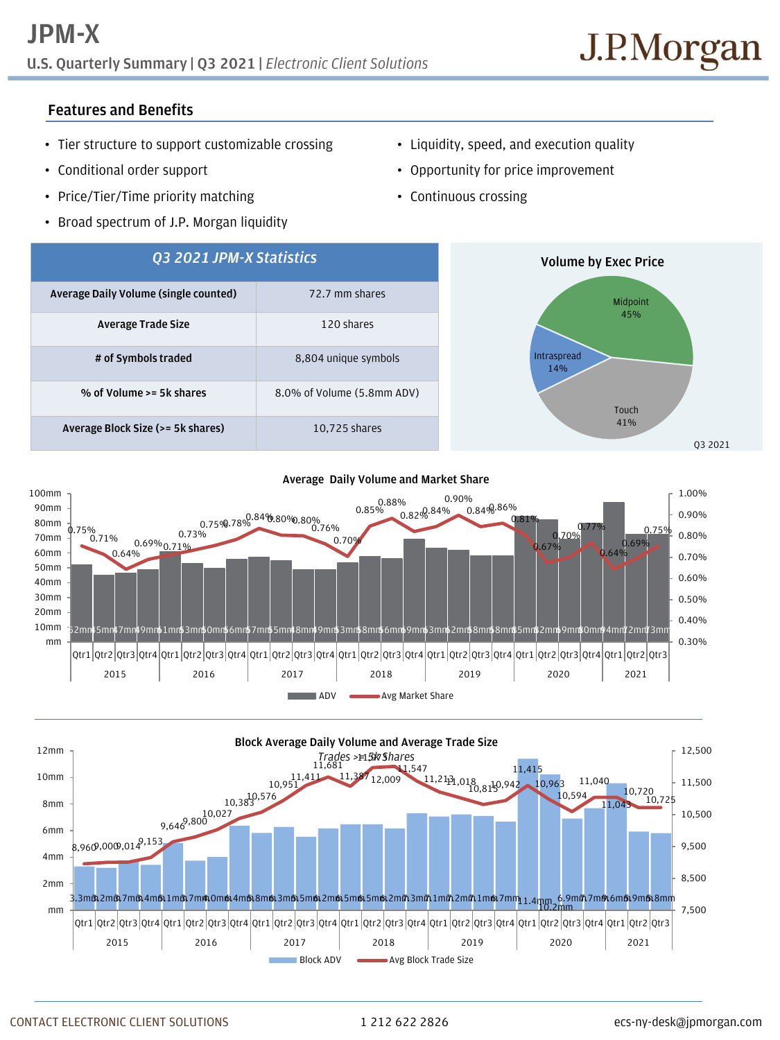# JPM-X

**U.S. Quarterly Summary | Q3 2021 |** *Electronic Client Solutions*

J.P.Morgan

## Features and Benefits

- Tier structure to support customizable crossing
- Conditional order support
- Price/Tier/Time priority matching
- Broad spectrum of J.P. Morgan liquidity
- Liquidity, speed, and execution quality
- Opportunity for price improvement
- Continuous crossing

| *Q3 2021 JPM-X Statistics* | |
|---|---|
| **Average Daily Volume (single counted)** | 72.7 mm shares |
| **Average Trade Size** | 120 shares |
| **# of Symbols traded** | 8,804 unique symbols |
| **% of Volume >= 5k shares** | 8.0% of Volume (5.8mm ADV) |
| **Average Block Size (>= 5k shares)** | 10,725 shares |

**Volume by Exec Price** (Q3 2021)

| Exec Price | Share |
|---|---|
| Midpoint | 45% |
| Touch | 41% |
| Intraspread | 14% |

**Average Daily Volume and Market Share**

| Year | Quarter | ADV | Avg Market Share |
|---|---|---|---|
| 2015 | Qtr1 | 52mm | 0.75% |
| 2015 | Qtr2 | 45mm | 0.71% |
| 2015 | Qtr3 | 47mm | 0.64% |
| 2015 | Qtr4 | 49mm | 0.69% |
| 2016 | Qtr1 | 61mm | 0.71% |
| 2016 | Qtr2 | 53mm | 0.73% |
| 2016 | Qtr3 | 50mm | 0.75% |
| 2016 | Qtr4 | 56mm | 0.78% |
| 2017 | Qtr1 | 57mm | 0.84% |
| 2017 | Qtr2 | 55mm | 0.80% |
| 2017 | Qtr3 | 48mm | 0.80% |
| 2017 | Qtr4 | 49mm | 0.76% |
| 2018 | Qtr1 | 53mm | 0.70% |
| 2018 | Qtr2 | 58mm | 0.85% |
| 2018 | Qtr3 | 56mm | 0.88% |
| 2018 | Qtr4 | 69mm | 0.82% |
| 2019 | Qtr1 | 63mm | 0.84% |
| 2019 | Qtr2 | 62mm | 0.90% |
| 2019 | Qtr3 | 58mm | 0.84% |
| 2019 | Qtr4 | 58mm | 0.86% |
| 2020 | Qtr1 | 85mm | 0.81% |
| 2020 | Qtr2 | 82mm | 0.67% |
| 2020 | Qtr3 | 69mm | 0.70% |
| 2020 | Qtr4 | 80mm | 0.77% |
| 2021 | Qtr1 | 94mm | 0.64% |
| 2021 | Qtr2 | 72mm | 0.69% |
| 2021 | Qtr3 | 73mm | 0.75% |

**Block Average Daily Volume and Average Trade Size**

*Trades >=5k Shares*

| Year | Quarter | Block ADV | Avg Block Trade Size |
|---|---|---|---|
| 2015 | Qtr1 | 3.3mm | 8,960 |
| 2015 | Qtr2 | 3.2mm | 9,000 |
| 2015 | Qtr3 | 3.7mm | 9,014 |
| 2015 | Qtr4 | 3.4mm | 9,153 |
| 2016 | Qtr1 | 5.1mm | 9,646 |
| 2016 | Qtr2 | 3.7mm | 9,800 |
| 2016 | Qtr3 | 4.0mm | 10,027 |
| 2016 | Qtr4 | 6.4mm | 10,383 |
| 2017 | Qtr1 | 5.8mm | 10,576 |
| 2017 | Qtr2 | 6.3mm | 10,951 |
| 2017 | Qtr3 | 5.5mm | 11,411 |
| 2017 | Qtr4 | 6.2mm | 11,681 |
| 2018 | Qtr1 | 6.5mm | 11,387 |
| 2018 | Qtr2 | 6.5mm | 12,009 |
| 2018 | Qtr3 | 6.2mm | 11,547 |
| 2018 | Qtr4 | 7.3mm | 11,213 |
| 2019 | Qtr1 | 7.1mm | 11,018 |
| 2019 | Qtr2 | 7.2mm | 10,815 |
| 2019 | Qtr3 | 7.1mm | 10,942 |
| 2019 | Qtr4 | 6.7mm | 11,415 |
| 2020 | Qtr1 | 11.4mm | 10,963 |
| 2020 | Qtr2 | 10.2mm | 10,594 |
| 2020 | Qtr3 | 6.9mm | 11,040 |
| 2020 | Qtr4 | 7.7mm | 11,043 |
| 2021 | Qtr1 | 9.6mm | 10,720 |
| 2021 | Qtr2 | 5.9mm | 10,725 |
| 2021 | Qtr3 | 5.8mm | |

CONTACT ELECTRONIC CLIENT SOLUTIONS 1 212 622 2826 ecs-ny-desk@jpmorgan.com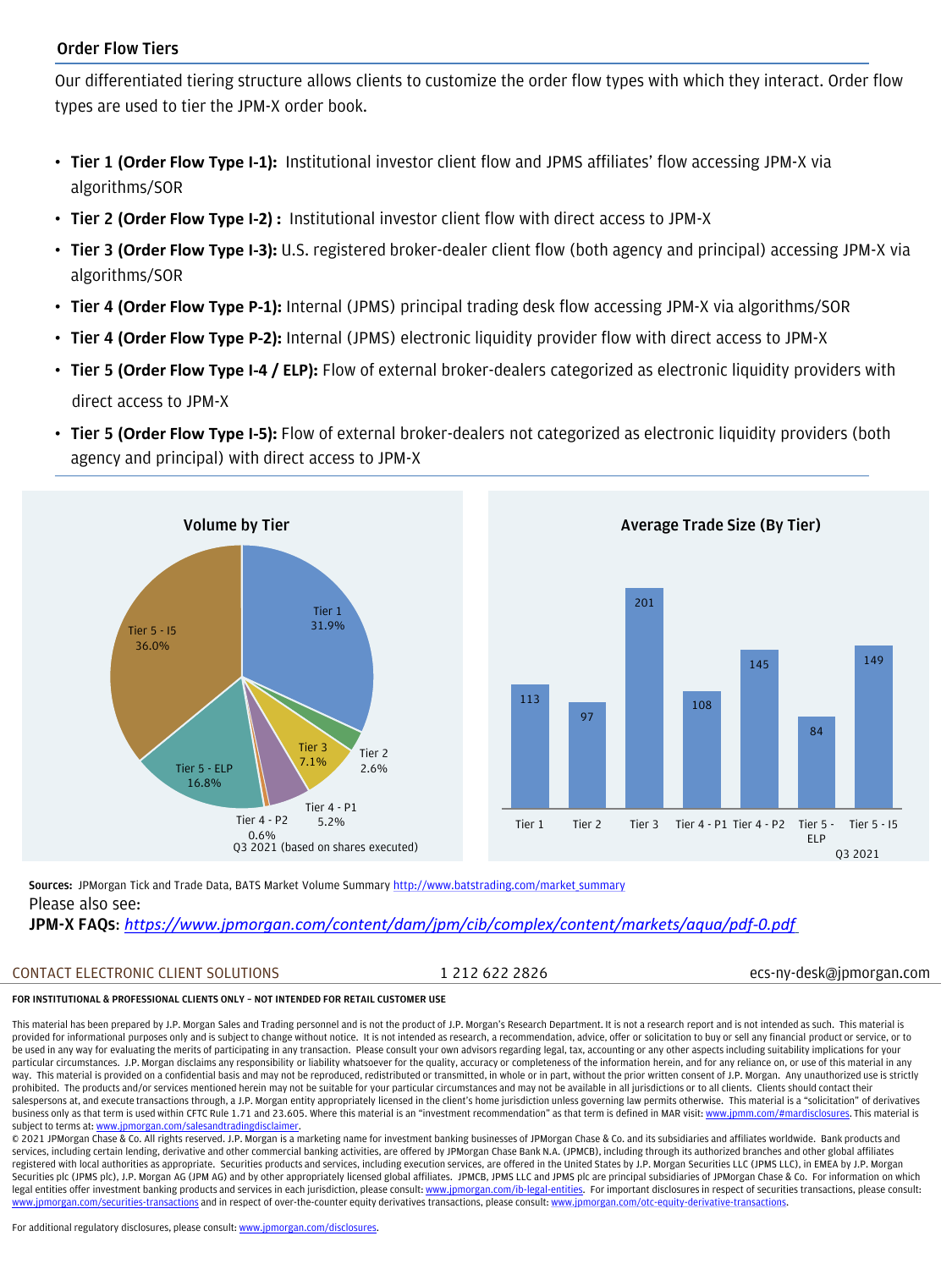## Order Flow Tiers

Our differentiated tiering structure allows clients to customize the order flow types with which they interact. Order flow types are used to tier the JPM-X order book.

- **Tier 1 (Order Flow Type I-1):** Institutional investor client flow and JPMS affiliates' flow accessing JPM-X via algorithms/SOR
- **Tier 2 (Order Flow Type I-2) :** Institutional investor client flow with direct access to JPM-X
- **Tier 3 (Order Flow Type I-3):** U.S. registered broker-dealer client flow (both agency and principal) accessing JPM-X via algorithms/SOR
- **Tier 4 (Order Flow Type P-1):** Internal (JPMS) principal trading desk flow accessing JPM-X via algorithms/SOR
- **Tier 4 (Order Flow Type P-2):** Internal (JPMS) electronic liquidity provider flow with direct access to JPM-X
- **Tier 5 (Order Flow Type I-4 / ELP):** Flow of external broker-dealers categorized as electronic liquidity providers with direct access to JPM-X
- **Tier 5 (Order Flow Type I-5):** Flow of external broker-dealers not categorized as electronic liquidity providers (both agency and principal) with direct access to JPM-X

**Volume by Tier**

Tier 1 31.9%
Tier 2 2.6%
Tier 3 7.1%
Tier 4 - P1 5.2%
Tier 4 - P2 0.6%
Tier 5 - ELP 16.8%
Tier 5 - I5 36.0%

Q3 2021 (based on shares executed)

**Average Trade Size (By Tier)**

Tier 1 113
Tier 2 97
Tier 3 201
Tier 4 - P1 108
Tier 4 - P2 145
Tier 5 - ELP 84
Tier 5 - I5 149

Q3 2021

**Sources:** JPMorgan Tick and Trade Data, BATS Market Volume Summary http://www.batstrading.com/market_summary

Please also see:

**JPM-X FAQs**: *https://www.jpmorgan.com/content/dam/jpm/cib/complex/content/markets/aqua/pdf-0.pdf*

CONTACT ELECTRONIC CLIENT SOLUTIONS 1 212 622 2826 ecs-ny-desk@jpmorgan.com

**FOR INSTITUTIONAL & PROFESSIONAL CLIENTS ONLY – NOT INTENDED FOR RETAIL CUSTOMER USE**

This material has been prepared by J.P. Morgan Sales and Trading personnel and is not the product of J.P. Morgan's Research Department. It is not a research report and is not intended as such. This material is provided for informational purposes only and is subject to change without notice. It is not intended as research, a recommendation, advice, offer or solicitation to buy or sell any financial product or service, or to be used in any way for evaluating the merits of participating in any transaction. Please consult your own advisors regarding legal, tax, accounting or any other aspects including suitability implications for your particular circumstances. J.P. Morgan disclaims any responsibility or liability whatsoever for the quality, accuracy or completeness of the information herein, and for any reliance on, or use of this material in any way. This material is provided on a confidential basis and may not be reproduced, redistributed or transmitted, in whole or in part, without the prior written consent of J.P. Morgan. Any unauthorized use is strictly prohibited. The products and/or services mentioned herein may not be suitable for your particular circumstances and may not be available in all jurisdictions or to all clients. Clients should contact their salespersons at, and execute transactions through, a J.P. Morgan entity appropriately licensed in the client's home jurisdiction unless governing law permits otherwise. This material is a "solicitation" of derivatives business only as that term is used within CFTC Rule 1.71 and 23.605. Where this material is an "investment recommendation" as that term is defined in MAR visit: www.jpmm.com/#mardisclosures. This material is subject to terms at: www.jpmorgan.com/salesandtradingdisclaimer.

© 2021 JPMorgan Chase & Co. All rights reserved. J.P. Morgan is a marketing name for investment banking businesses of JPMorgan Chase & Co. and its subsidiaries and affiliates worldwide. Bank products and services, including certain lending, derivative and other commercial banking activities, are offered by JPMorgan Chase Bank N.A. (JPMCB), including through its authorized branches and other global affiliates registered with local authorities as appropriate. Securities products and services, including execution services, are offered in the United States by J.P. Morgan Securities LLC (JPMS LLC), in EMEA by J.P. Morgan Securities plc (JPMS plc), J.P. Morgan AG (JPM AG) and by other appropriately licensed global affiliates. JPMCB, JPMS LLC and JPMS plc are principal subsidiaries of JPMorgan Chase & Co. For information on which legal entities offer investment banking products and services in each jurisdiction, please consult: www.jpmorgan.com/ib-legal-entities. For important disclosures in respect of securities transactions, please consult: www.jpmorgan.com/securities-transactions and in respect of over-the-counter equity derivatives transactions, please consult: www.jpmorgan.com/otc-equity-derivative-transactions.

For additional regulatory disclosures, please consult: www.jpmorgan.com/disclosures.